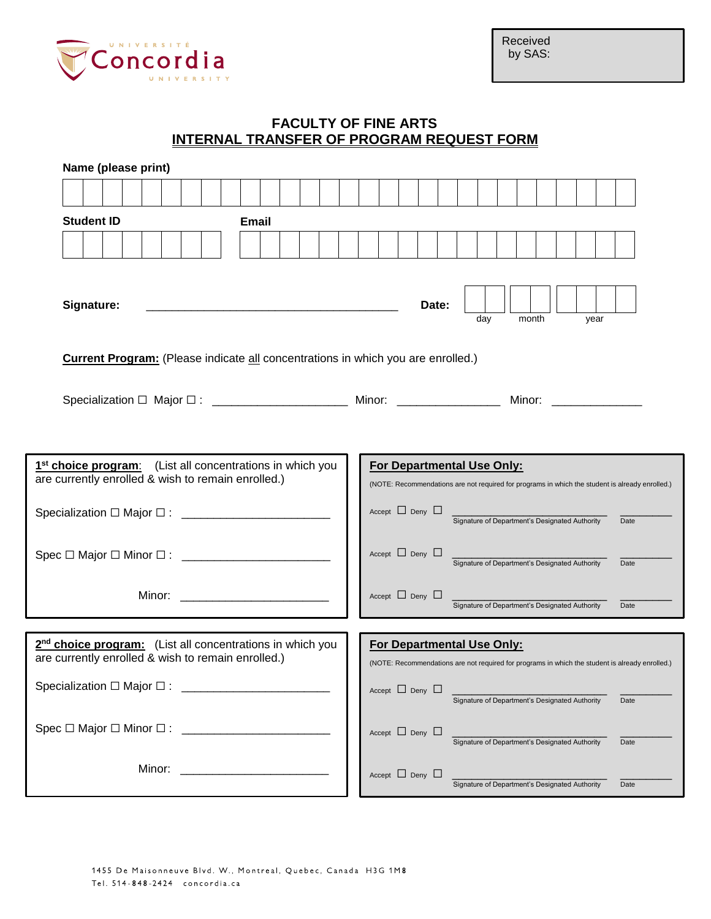Received by SAS:

# FACULTY OF FINE ARTS

## INTERNAL TRANSFER OF PROGRAM REQUEST FORM

**Name (please print)**

**Student ID** **Email**

**Signature:** ________________________________________ **Date:** day month year

**Current Program:** (Please indicate all concentrations in which you are enrolled.)

Specialization ☐ Major ☐ : _____________________ Minor: ________________ Minor: ______________

| **1st choice program**: (List all concentrations in which you are currently enrolled & wish to remain enrolled.) | **For Departmental Use Only:** (NOTE: Recommendations are not required for programs in which the student is already enrolled.) |
|---|---|
| Specialization ☐ Major ☐ : _______________________ | Accept ☐ Deny ☐ _______________________ Signature of Department's Designated Authority _________ Date |
| Spec ☐ Major ☐ Minor ☐ : _______________________ | Accept ☐ Deny ☐ _______________________ Signature of Department's Designated Authority _________ Date |
| Minor: _______________________ | Accept ☐ Deny ☐ _______________________ Signature of Department's Designated Authority _________ Date |

| **2nd choice program:** (List all concentrations in which you are currently enrolled & wish to remain enrolled.) | **For Departmental Use Only:** (NOTE: Recommendations are not required for programs in which the student is already enrolled.) |
|---|---|
| Specialization ☐ Major ☐ : _______________________ | Accept ☐ Deny ☐ _______________________ Signature of Department's Designated Authority _________ Date |
| Spec ☐ Major ☐ Minor ☐ : _______________________ | Accept ☐ Deny ☐ _______________________ Signature of Department's Designated Authority _________ Date |
| Minor: _______________________ | Accept ☐ Deny ☐ _______________________ Signature of Department's Designated Authority _________ Date |

1455 De Maisonneuve Blvd. W., Montreal, Quebec, Canada H3G 1M8
Tel. 514-848-2424 concordia.ca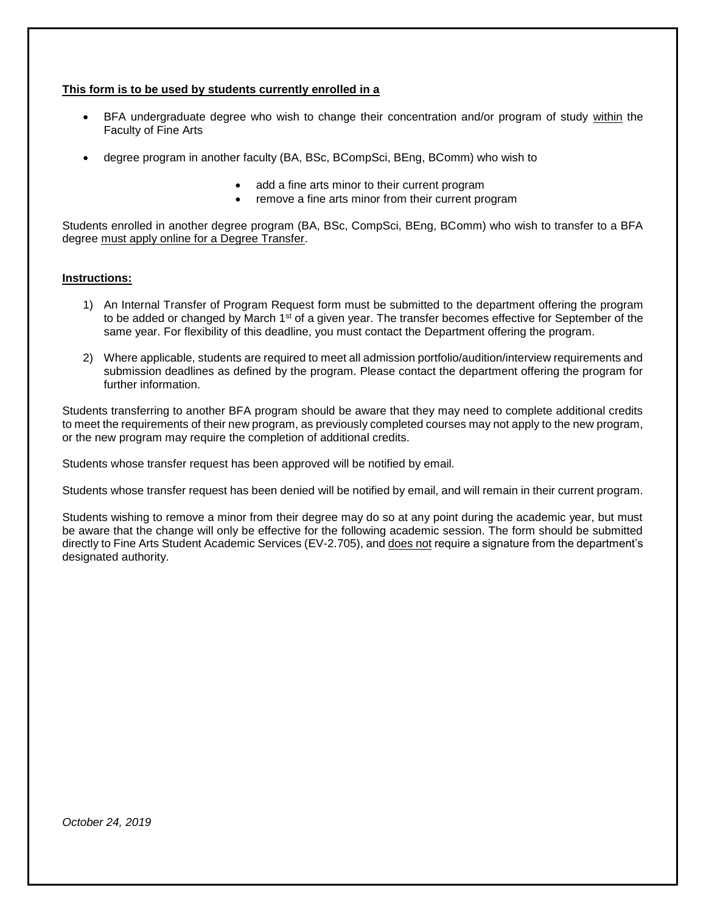**<u>This form is to be used by students currently enrolled in a</u>**

- BFA undergraduate degree who wish to change their concentration and/or program of study <u>within</u> the Faculty of Fine Arts

- degree program in another faculty (BA, BSc, BCompSci, BEng, BComm) who wish to
  - add a fine arts minor to their current program
  - remove a fine arts minor from their current program

Students enrolled in another degree program (BA, BSc, CompSci, BEng, BComm) who wish to transfer to a BFA degree <u>must apply online for a Degree Transfer</u>.

**<u>Instructions:</u>**

1) An Internal Transfer of Program Request form must be submitted to the department offering the program to be added or changed by March 1st of a given year. The transfer becomes effective for September of the same year. For flexibility of this deadline, you must contact the Department offering the program.

2) Where applicable, students are required to meet all admission portfolio/audition/interview requirements and submission deadlines as defined by the program. Please contact the department offering the program for further information.

Students transferring to another BFA program should be aware that they may need to complete additional credits to meet the requirements of their new program, as previously completed courses may not apply to the new program, or the new program may require the completion of additional credits.

Students whose transfer request has been approved will be notified by email.

Students whose transfer request has been denied will be notified by email, and will remain in their current program.

Students wishing to remove a minor from their degree may do so at any point during the academic year, but must be aware that the change will only be effective for the following academic session. The form should be submitted directly to Fine Arts Student Academic Services (EV-2.705), and <u>does not</u> require a signature from the department's designated authority.

*October 24, 2019*